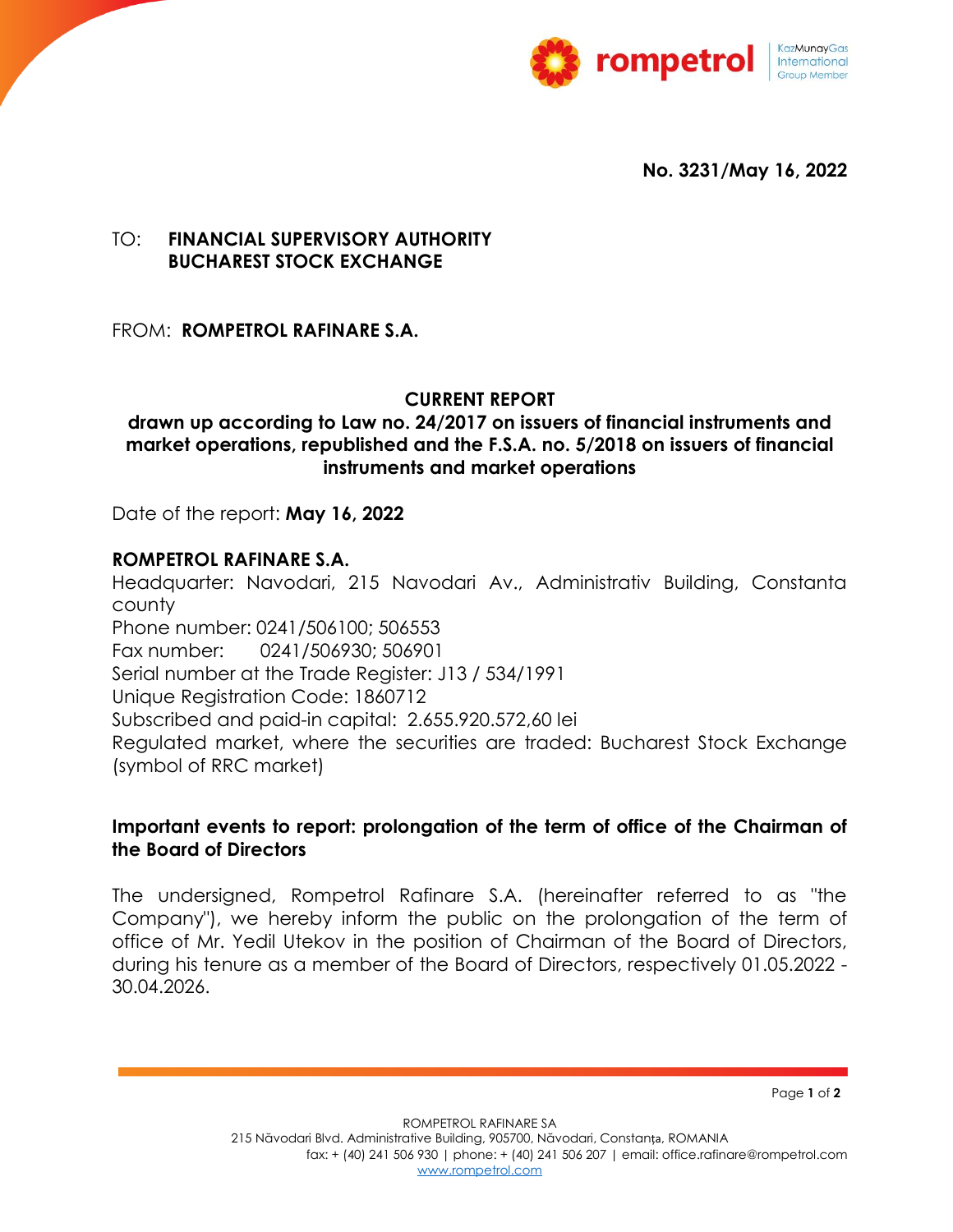**No. 3231/May 16, 2022**

TO: **FINANCIAL SUPERVISORY AUTHORITY**
**BUCHAREST STOCK EXCHANGE**

FROM: **ROMPETROL RAFINARE S.A.**

## CURRENT REPORT

**drawn up according to Law no. 24/2017 on issuers of financial instruments and market operations, republished and the F.S.A. no. 5/2018 on issuers of financial instruments and market operations**

Date of the report: **May 16, 2022**

**ROMPETROL RAFINARE S.A.**
Headquarter: Navodari, 215 Navodari Av., Administrativ Building, Constanta county
Phone number: 0241/506100; 506553
Fax number: 0241/506930; 506901
Serial number at the Trade Register: J13 / 534/1991
Unique Registration Code: 1860712
Subscribed and paid-in capital: 2.655.920.572,60 lei
Regulated market, where the securities are traded: Bucharest Stock Exchange (symbol of RRC market)

**Important events to report: prolongation of the term of office of the Chairman of the Board of Directors**

The undersigned, Rompetrol Rafinare S.A. (hereinafter referred to as "the Company"), we hereby inform the public on the prolongation of the term of office of Mr. Yedil Utekov in the position of Chairman of the Board of Directors, during his tenure as a member of the Board of Directors, respectively 01.05.2022 - 30.04.2026.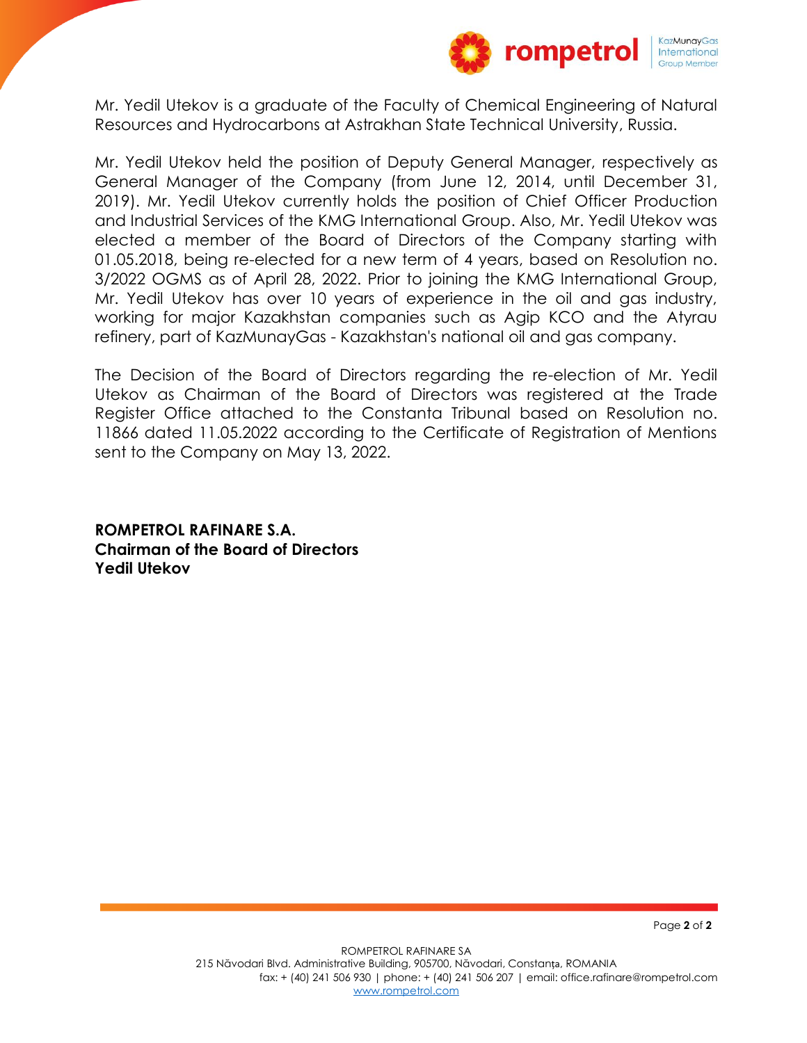Mr. Yedil Utekov is a graduate of the Faculty of Chemical Engineering of Natural Resources and Hydrocarbons at Astrakhan State Technical University, Russia.

Mr. Yedil Utekov held the position of Deputy General Manager, respectively as General Manager of the Company (from June 12, 2014, until December 31, 2019). Mr. Yedil Utekov currently holds the position of Chief Officer Production and Industrial Services of the KMG International Group. Also, Mr. Yedil Utekov was elected a member of the Board of Directors of the Company starting with 01.05.2018, being re-elected for a new term of 4 years, based on Resolution no. 3/2022 OGMS as of April 28, 2022. Prior to joining the KMG International Group, Mr. Yedil Utekov has over 10 years of experience in the oil and gas industry, working for major Kazakhstan companies such as Agip KCO and the Atyrau refinery, part of KazMunayGas - Kazakhstan's national oil and gas company.

The Decision of the Board of Directors regarding the re-election of Mr. Yedil Utekov as Chairman of the Board of Directors was registered at the Trade Register Office attached to the Constanta Tribunal based on Resolution no. 11866 dated 11.05.2022 according to the Certificate of Registration of Mentions sent to the Company on May 13, 2022.

**ROMPETROL RAFINARE S.A.**
**Chairman of the Board of Directors**
**Yedil Utekov**

ROMPETROL RAFINARE SA
215 Năvodari Blvd. Administrative Building, 905700, Năvodari, Constanța, ROMANIA
fax: + (40) 241 506 930 | phone: + (40) 241 506 207 | email: office.rafinare@rompetrol.com
www.rompetrol.com